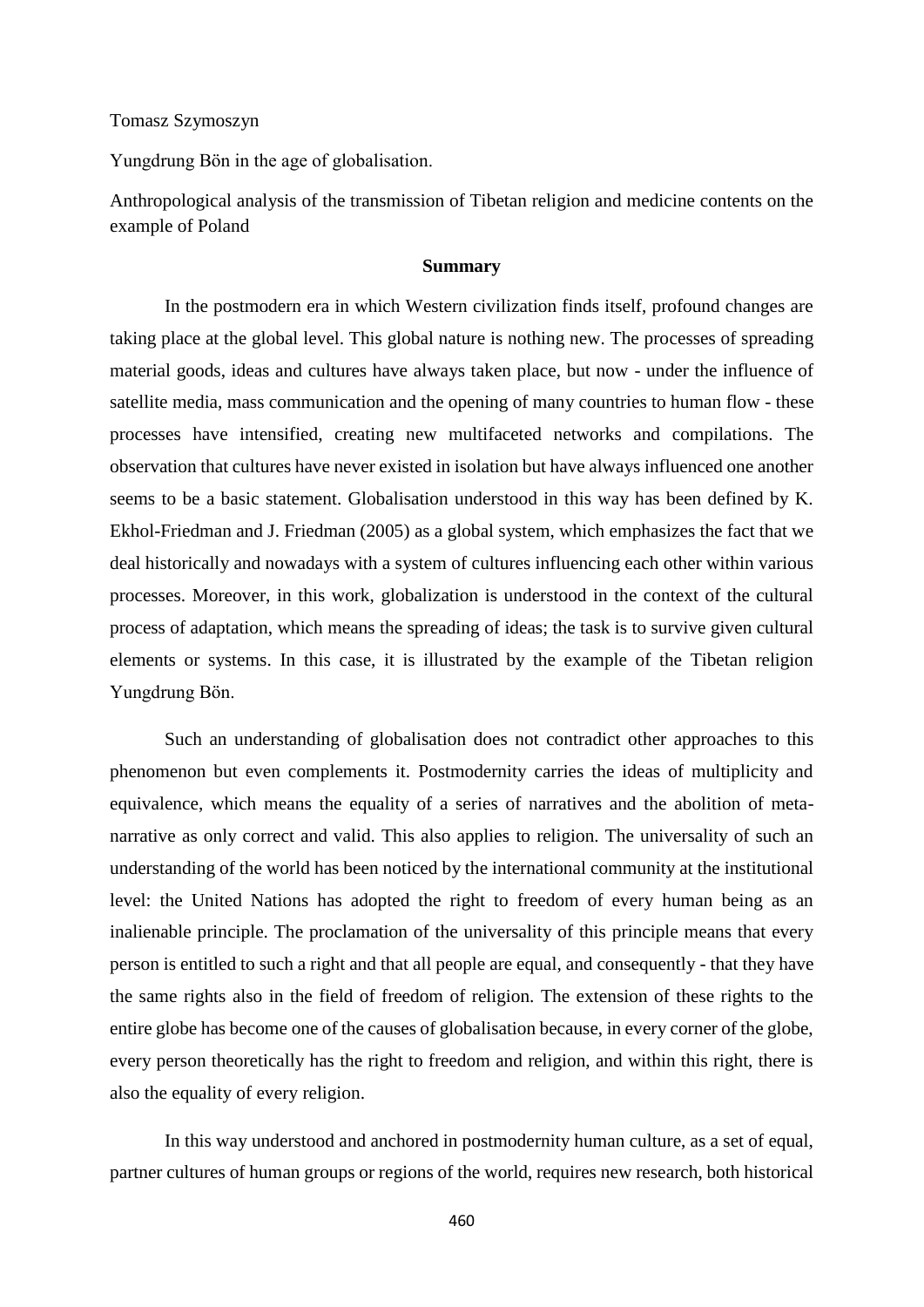Tomasz Szymoszyn

Yungdrung Bön in the age of globalisation.

Anthropological analysis of the transmission of Tibetan religion and medicine contents on the example of Poland

## Summary

In the postmodern era in which Western civilization finds itself, profound changes are taking place at the global level. This global nature is nothing new. The processes of spreading material goods, ideas and cultures have always taken place, but now - under the influence of satellite media, mass communication and the opening of many countries to human flow - these processes have intensified, creating new multifaceted networks and compilations. The observation that cultures have never existed in isolation but have always influenced one another seems to be a basic statement. Globalisation understood in this way has been defined by K. Ekhol-Friedman and J. Friedman (2005) as a global system, which emphasizes the fact that we deal historically and nowadays with a system of cultures influencing each other within various processes. Moreover, in this work, globalization is understood in the context of the cultural process of adaptation, which means the spreading of ideas; the task is to survive given cultural elements or systems. In this case, it is illustrated by the example of the Tibetan religion Yungdrung Bön.

Such an understanding of globalisation does not contradict other approaches to this phenomenon but even complements it. Postmodernity carries the ideas of multiplicity and equivalence, which means the equality of a series of narratives and the abolition of meta-narrative as only correct and valid. This also applies to religion. The universality of such an understanding of the world has been noticed by the international community at the institutional level: the United Nations has adopted the right to freedom of every human being as an inalienable principle. The proclamation of the universality of this principle means that every person is entitled to such a right and that all people are equal, and consequently - that they have the same rights also in the field of freedom of religion. The extension of these rights to the entire globe has become one of the causes of globalisation because, in every corner of the globe, every person theoretically has the right to freedom and religion, and within this right, there is also the equality of every religion.

In this way understood and anchored in postmodernity human culture, as a set of equal, partner cultures of human groups or regions of the world, requires new research, both historical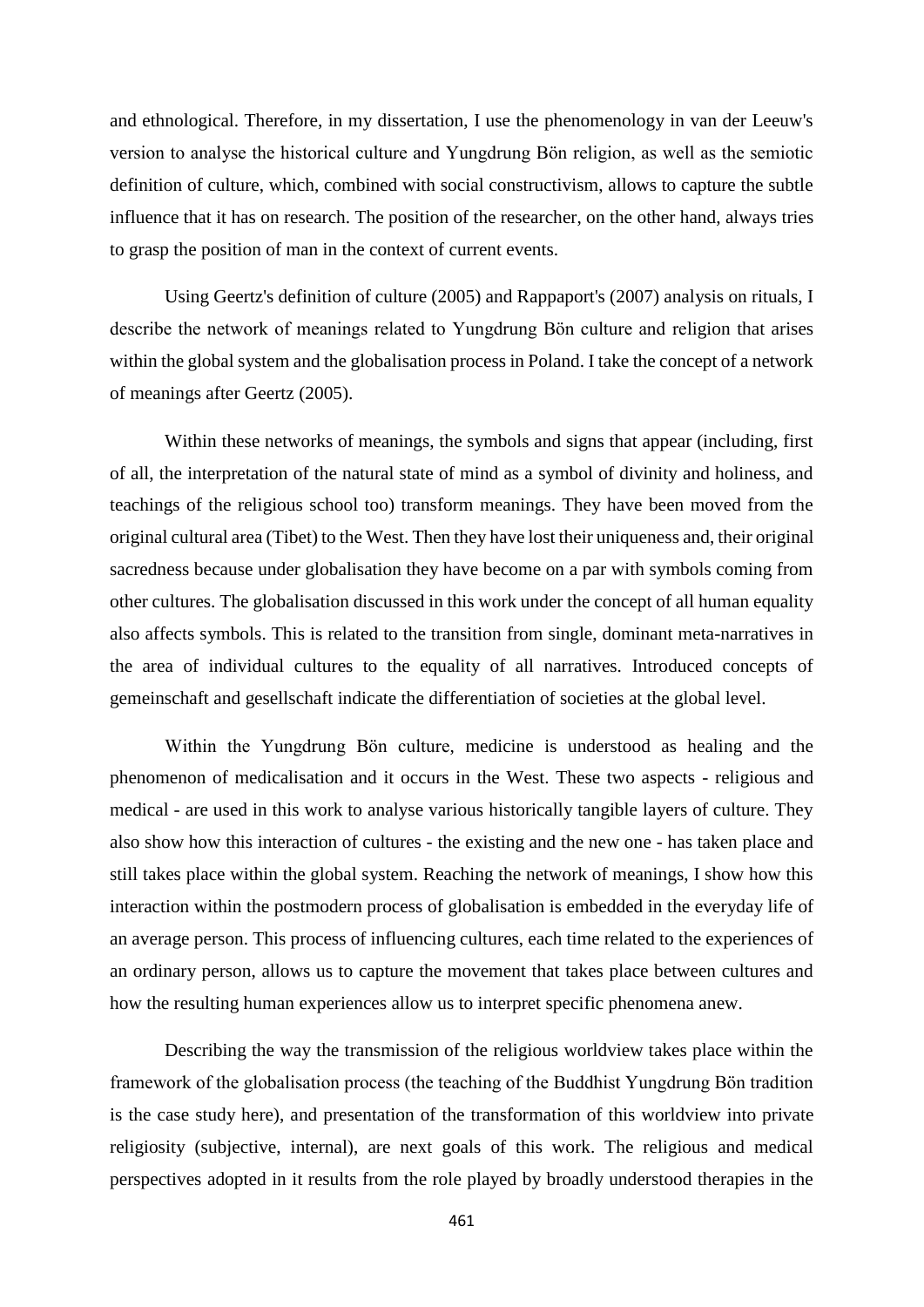and ethnological. Therefore, in my dissertation, I use the phenomenology in van der Leeuw's version to analyse the historical culture and Yungdrung Bön religion, as well as the semiotic definition of culture, which, combined with social constructivism, allows to capture the subtle influence that it has on research. The position of the researcher, on the other hand, always tries to grasp the position of man in the context of current events.

Using Geertz's definition of culture (2005) and Rappaport's (2007) analysis on rituals, I describe the network of meanings related to Yungdrung Bön culture and religion that arises within the global system and the globalisation process in Poland. I take the concept of a network of meanings after Geertz (2005).

Within these networks of meanings, the symbols and signs that appear (including, first of all, the interpretation of the natural state of mind as a symbol of divinity and holiness, and teachings of the religious school too) transform meanings. They have been moved from the original cultural area (Tibet) to the West. Then they have lost their uniqueness and, their original sacredness because under globalisation they have become on a par with symbols coming from other cultures. The globalisation discussed in this work under the concept of all human equality also affects symbols. This is related to the transition from single, dominant meta-narratives in the area of individual cultures to the equality of all narratives. Introduced concepts of gemeinschaft and gesellschaft indicate the differentiation of societies at the global level.

Within the Yungdrung Bön culture, medicine is understood as healing and the phenomenon of medicalisation and it occurs in the West. These two aspects - religious and medical - are used in this work to analyse various historically tangible layers of culture. They also show how this interaction of cultures - the existing and the new one - has taken place and still takes place within the global system. Reaching the network of meanings, I show how this interaction within the postmodern process of globalisation is embedded in the everyday life of an average person. This process of influencing cultures, each time related to the experiences of an ordinary person, allows us to capture the movement that takes place between cultures and how the resulting human experiences allow us to interpret specific phenomena anew.

Describing the way the transmission of the religious worldview takes place within the framework of the globalisation process (the teaching of the Buddhist Yungdrung Bön tradition is the case study here), and presentation of the transformation of this worldview into private religiosity (subjective, internal), are next goals of this work. The religious and medical perspectives adopted in it results from the role played by broadly understood therapies in the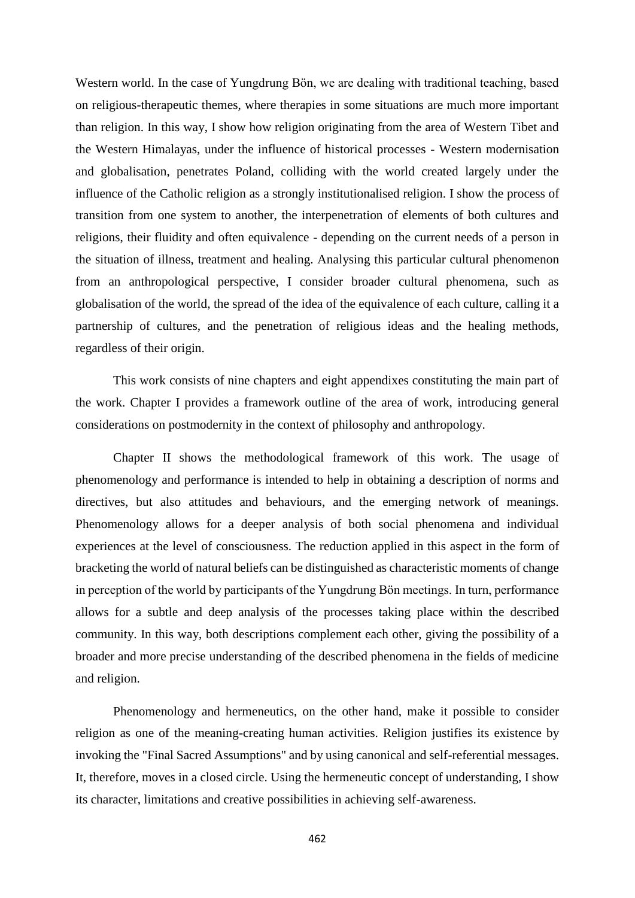Western world. In the case of Yungdrung Bön, we are dealing with traditional teaching, based on religious-therapeutic themes, where therapies in some situations are much more important than religion. In this way, I show how religion originating from the area of Western Tibet and the Western Himalayas, under the influence of historical processes - Western modernisation and globalisation, penetrates Poland, colliding with the world created largely under the influence of the Catholic religion as a strongly institutionalised religion. I show the process of transition from one system to another, the interpenetration of elements of both cultures and religions, their fluidity and often equivalence - depending on the current needs of a person in the situation of illness, treatment and healing. Analysing this particular cultural phenomenon from an anthropological perspective, I consider broader cultural phenomena, such as globalisation of the world, the spread of the idea of the equivalence of each culture, calling it a partnership of cultures, and the penetration of religious ideas and the healing methods, regardless of their origin.

This work consists of nine chapters and eight appendixes constituting the main part of the work. Chapter I provides a framework outline of the area of work, introducing general considerations on postmodernity in the context of philosophy and anthropology.

Chapter II shows the methodological framework of this work. The usage of phenomenology and performance is intended to help in obtaining a description of norms and directives, but also attitudes and behaviours, and the emerging network of meanings. Phenomenology allows for a deeper analysis of both social phenomena and individual experiences at the level of consciousness. The reduction applied in this aspect in the form of bracketing the world of natural beliefs can be distinguished as characteristic moments of change in perception of the world by participants of the Yungdrung Bön meetings. In turn, performance allows for a subtle and deep analysis of the processes taking place within the described community. In this way, both descriptions complement each other, giving the possibility of a broader and more precise understanding of the described phenomena in the fields of medicine and religion.

Phenomenology and hermeneutics, on the other hand, make it possible to consider religion as one of the meaning-creating human activities. Religion justifies its existence by invoking the "Final Sacred Assumptions" and by using canonical and self-referential messages. It, therefore, moves in a closed circle. Using the hermeneutic concept of understanding, I show its character, limitations and creative possibilities in achieving self-awareness.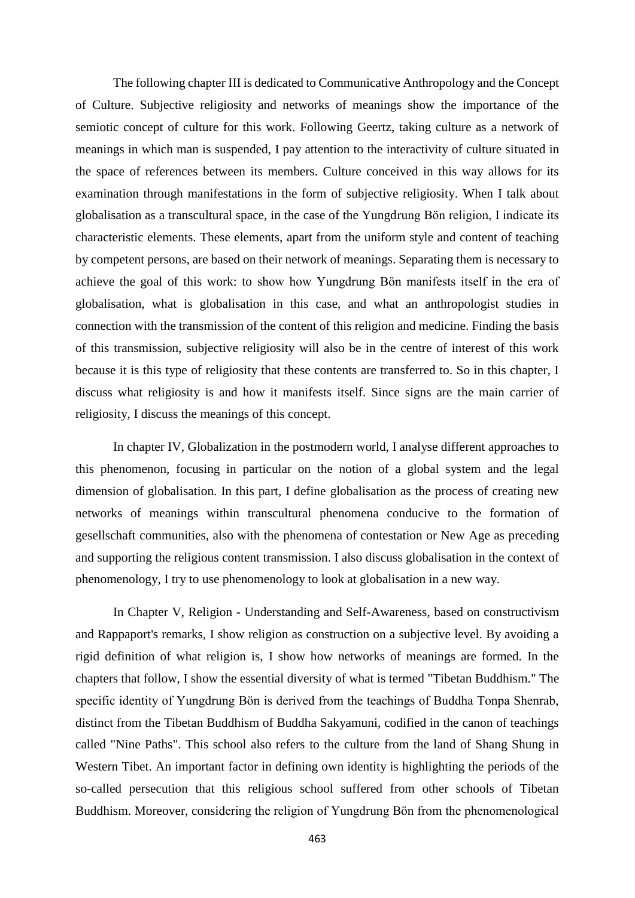The following chapter III is dedicated to Communicative Anthropology and the Concept of Culture. Subjective religiosity and networks of meanings show the importance of the semiotic concept of culture for this work. Following Geertz, taking culture as a network of meanings in which man is suspended, I pay attention to the interactivity of culture situated in the space of references between its members. Culture conceived in this way allows for its examination through manifestations in the form of subjective religiosity. When I talk about globalisation as a transcultural space, in the case of the Yungdrung Bön religion, I indicate its characteristic elements. These elements, apart from the uniform style and content of teaching by competent persons, are based on their network of meanings. Separating them is necessary to achieve the goal of this work: to show how Yungdrung Bön manifests itself in the era of globalisation, what is globalisation in this case, and what an anthropologist studies in connection with the transmission of the content of this religion and medicine. Finding the basis of this transmission, subjective religiosity will also be in the centre of interest of this work because it is this type of religiosity that these contents are transferred to. So in this chapter, I discuss what religiosity is and how it manifests itself. Since signs are the main carrier of religiosity, I discuss the meanings of this concept.

In chapter IV, Globalization in the postmodern world, I analyse different approaches to this phenomenon, focusing in particular on the notion of a global system and the legal dimension of globalisation. In this part, I define globalisation as the process of creating new networks of meanings within transcultural phenomena conducive to the formation of gesellschaft communities, also with the phenomena of contestation or New Age as preceding and supporting the religious content transmission. I also discuss globalisation in the context of phenomenology, I try to use phenomenology to look at globalisation in a new way.

In Chapter V, Religion - Understanding and Self-Awareness, based on constructivism and Rappaport's remarks, I show religion as construction on a subjective level. By avoiding a rigid definition of what religion is, I show how networks of meanings are formed. In the chapters that follow, I show the essential diversity of what is termed "Tibetan Buddhism." The specific identity of Yungdrung Bön is derived from the teachings of Buddha Tonpa Shenrab, distinct from the Tibetan Buddhism of Buddha Sakyamuni, codified in the canon of teachings called "Nine Paths". This school also refers to the culture from the land of Shang Shung in Western Tibet. An important factor in defining own identity is highlighting the periods of the so-called persecution that this religious school suffered from other schools of Tibetan Buddhism. Moreover, considering the religion of Yungdrung Bön from the phenomenological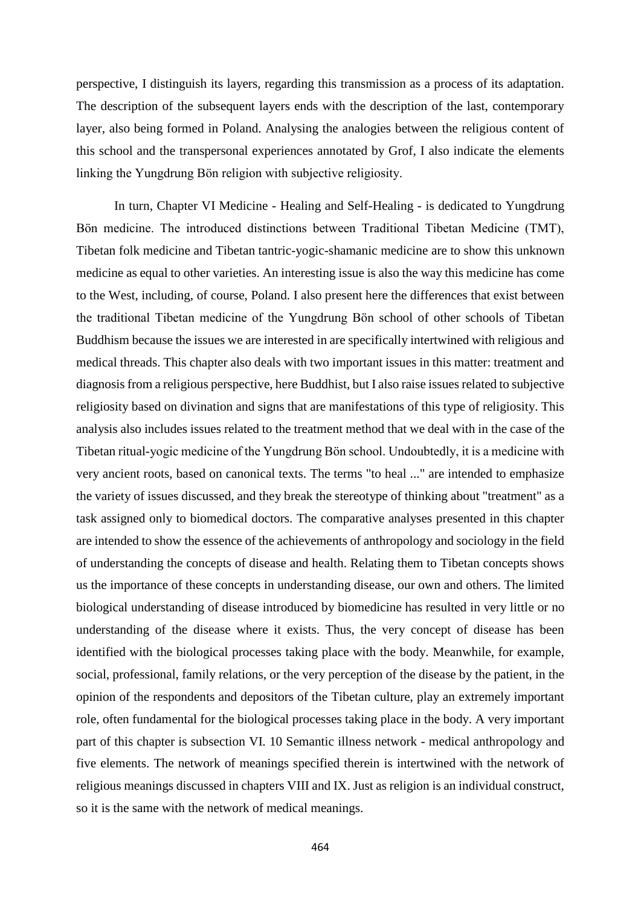perspective, I distinguish its layers, regarding this transmission as a process of its adaptation. The description of the subsequent layers ends with the description of the last, contemporary layer, also being formed in Poland. Analysing the analogies between the religious content of this school and the transpersonal experiences annotated by Grof, I also indicate the elements linking the Yungdrung Bön religion with subjective religiosity.

In turn, Chapter VI Medicine - Healing and Self-Healing - is dedicated to Yungdrung Bön medicine. The introduced distinctions between Traditional Tibetan Medicine (TMT), Tibetan folk medicine and Tibetan tantric-yogic-shamanic medicine are to show this unknown medicine as equal to other varieties. An interesting issue is also the way this medicine has come to the West, including, of course, Poland. I also present here the differences that exist between the traditional Tibetan medicine of the Yungdrung Bön school of other schools of Tibetan Buddhism because the issues we are interested in are specifically intertwined with religious and medical threads. This chapter also deals with two important issues in this matter: treatment and diagnosis from a religious perspective, here Buddhist, but I also raise issues related to subjective religiosity based on divination and signs that are manifestations of this type of religiosity. This analysis also includes issues related to the treatment method that we deal with in the case of the Tibetan ritual-yogic medicine of the Yungdrung Bön school. Undoubtedly, it is a medicine with very ancient roots, based on canonical texts. The terms "to heal ..." are intended to emphasize the variety of issues discussed, and they break the stereotype of thinking about "treatment" as a task assigned only to biomedical doctors. The comparative analyses presented in this chapter are intended to show the essence of the achievements of anthropology and sociology in the field of understanding the concepts of disease and health. Relating them to Tibetan concepts shows us the importance of these concepts in understanding disease, our own and others. The limited biological understanding of disease introduced by biomedicine has resulted in very little or no understanding of the disease where it exists. Thus, the very concept of disease has been identified with the biological processes taking place with the body. Meanwhile, for example, social, professional, family relations, or the very perception of the disease by the patient, in the opinion of the respondents and depositors of the Tibetan culture, play an extremely important role, often fundamental for the biological processes taking place in the body. A very important part of this chapter is subsection VI. 10 Semantic illness network - medical anthropology and five elements. The network of meanings specified therein is intertwined with the network of religious meanings discussed in chapters VIII and IX. Just as religion is an individual construct, so it is the same with the network of medical meanings.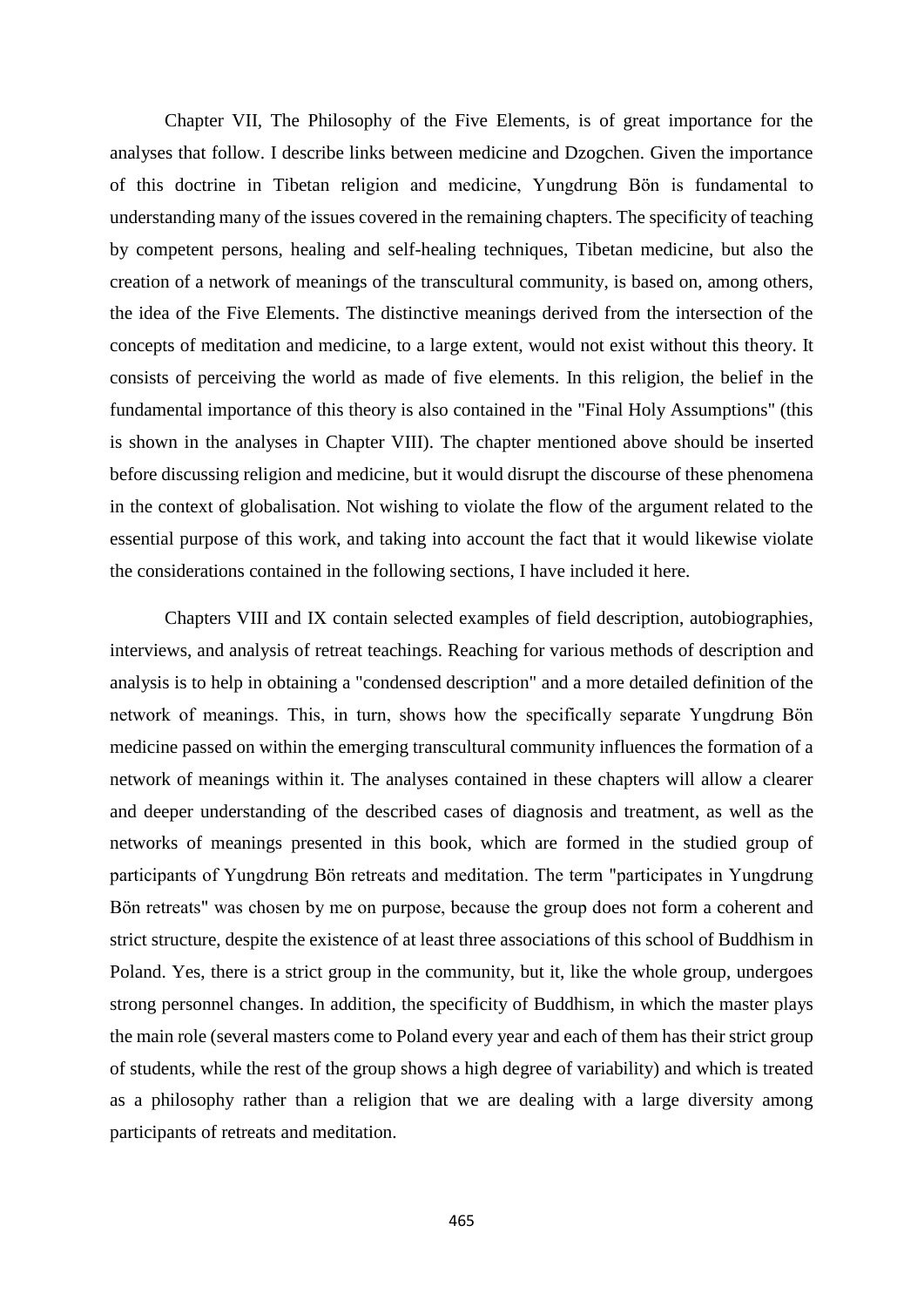Chapter VII, The Philosophy of the Five Elements, is of great importance for the analyses that follow. I describe links between medicine and Dzogchen. Given the importance of this doctrine in Tibetan religion and medicine, Yungdrung Bön is fundamental to understanding many of the issues covered in the remaining chapters. The specificity of teaching by competent persons, healing and self-healing techniques, Tibetan medicine, but also the creation of a network of meanings of the transcultural community, is based on, among others, the idea of the Five Elements. The distinctive meanings derived from the intersection of the concepts of meditation and medicine, to a large extent, would not exist without this theory. It consists of perceiving the world as made of five elements. In this religion, the belief in the fundamental importance of this theory is also contained in the "Final Holy Assumptions" (this is shown in the analyses in Chapter VIII). The chapter mentioned above should be inserted before discussing religion and medicine, but it would disrupt the discourse of these phenomena in the context of globalisation. Not wishing to violate the flow of the argument related to the essential purpose of this work, and taking into account the fact that it would likewise violate the considerations contained in the following sections, I have included it here.

Chapters VIII and IX contain selected examples of field description, autobiographies, interviews, and analysis of retreat teachings. Reaching for various methods of description and analysis is to help in obtaining a "condensed description" and a more detailed definition of the network of meanings. This, in turn, shows how the specifically separate Yungdrung Bön medicine passed on within the emerging transcultural community influences the formation of a network of meanings within it. The analyses contained in these chapters will allow a clearer and deeper understanding of the described cases of diagnosis and treatment, as well as the networks of meanings presented in this book, which are formed in the studied group of participants of Yungdrung Bön retreats and meditation. The term "participates in Yungdrung Bön retreats" was chosen by me on purpose, because the group does not form a coherent and strict structure, despite the existence of at least three associations of this school of Buddhism in Poland. Yes, there is a strict group in the community, but it, like the whole group, undergoes strong personnel changes. In addition, the specificity of Buddhism, in which the master plays the main role (several masters come to Poland every year and each of them has their strict group of students, while the rest of the group shows a high degree of variability) and which is treated as a philosophy rather than a religion that we are dealing with a large diversity among participants of retreats and meditation.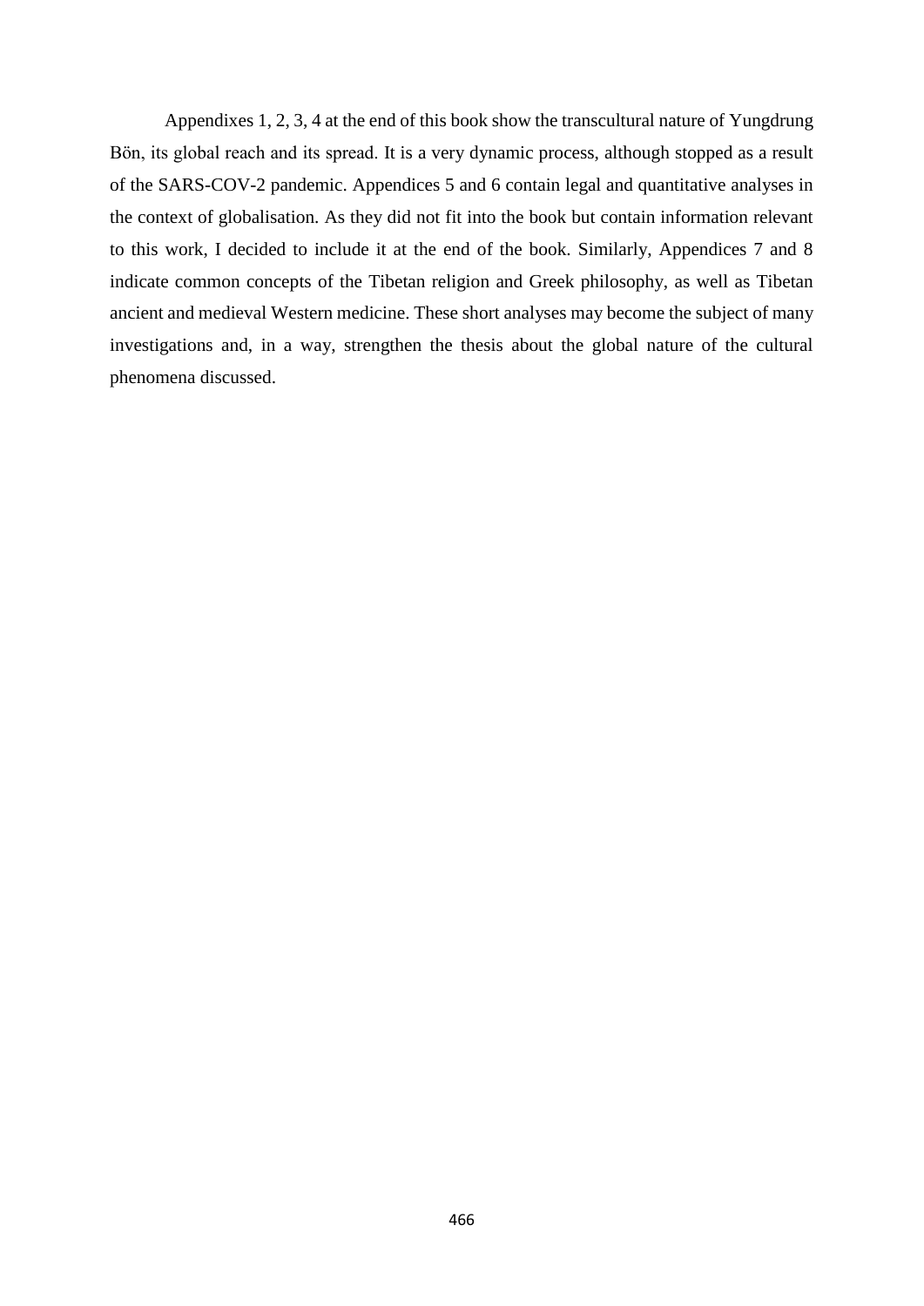Appendixes 1, 2, 3, 4 at the end of this book show the transcultural nature of Yungdrung Bön, its global reach and its spread. It is a very dynamic process, although stopped as a result of the SARS-COV-2 pandemic. Appendices 5 and 6 contain legal and quantitative analyses in the context of globalisation. As they did not fit into the book but contain information relevant to this work, I decided to include it at the end of the book. Similarly, Appendices 7 and 8 indicate common concepts of the Tibetan religion and Greek philosophy, as well as Tibetan ancient and medieval Western medicine. These short analyses may become the subject of many investigations and, in a way, strengthen the thesis about the global nature of the cultural phenomena discussed.